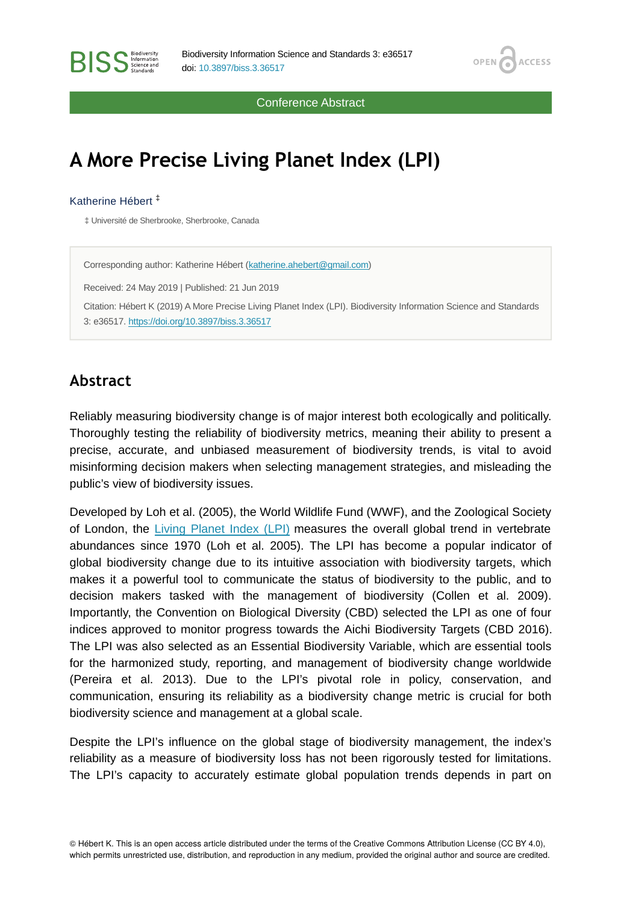Conference Abstract

# A More Precise Living Planet Index (LPI)

Katherine Hébert [‡]

‡ Université de Sherbrooke, Sherbrooke, Canada

Corresponding author: Katherine Hébert (katherine.ahebert@gmail.com)

Received: 24 May 2019 | Published: 21 Jun 2019

Citation: Hébert K (2019) A More Precise Living Planet Index (LPI). Biodiversity Information Science and Standards 3: e36517. https://doi.org/10.3897/biss.3.36517

## Abstract

Reliably measuring biodiversity change is of major interest both ecologically and politically. Thoroughly testing the reliability of biodiversity metrics, meaning their ability to present a precise, accurate, and unbiased measurement of biodiversity trends, is vital to avoid misinforming decision makers when selecting management strategies, and misleading the public's view of biodiversity issues.

Developed by Loh et al. (2005), the World Wildlife Fund (WWF), and the Zoological Society of London, the Living Planet Index (LPI) measures the overall global trend in vertebrate abundances since 1970 (Loh et al. 2005). The LPI has become a popular indicator of global biodiversity change due to its intuitive association with biodiversity targets, which makes it a powerful tool to communicate the status of biodiversity to the public, and to decision makers tasked with the management of biodiversity (Collen et al. 2009). Importantly, the Convention on Biological Diversity (CBD) selected the LPI as one of four indices approved to monitor progress towards the Aichi Biodiversity Targets (CBD 2016). The LPI was also selected as an Essential Biodiversity Variable, which are essential tools for the harmonized study, reporting, and management of biodiversity change worldwide (Pereira et al. 2013). Due to the LPI's pivotal role in policy, conservation, and communication, ensuring its reliability as a biodiversity change metric is crucial for both biodiversity science and management at a global scale.

Despite the LPI's influence on the global stage of biodiversity management, the index's reliability as a measure of biodiversity loss has not been rigorously tested for limitations. The LPI's capacity to accurately estimate global population trends depends in part on

© Hébert K. This is an open access article distributed under the terms of the Creative Commons Attribution License (CC BY 4.0), which permits unrestricted use, distribution, and reproduction in any medium, provided the original author and source are credited.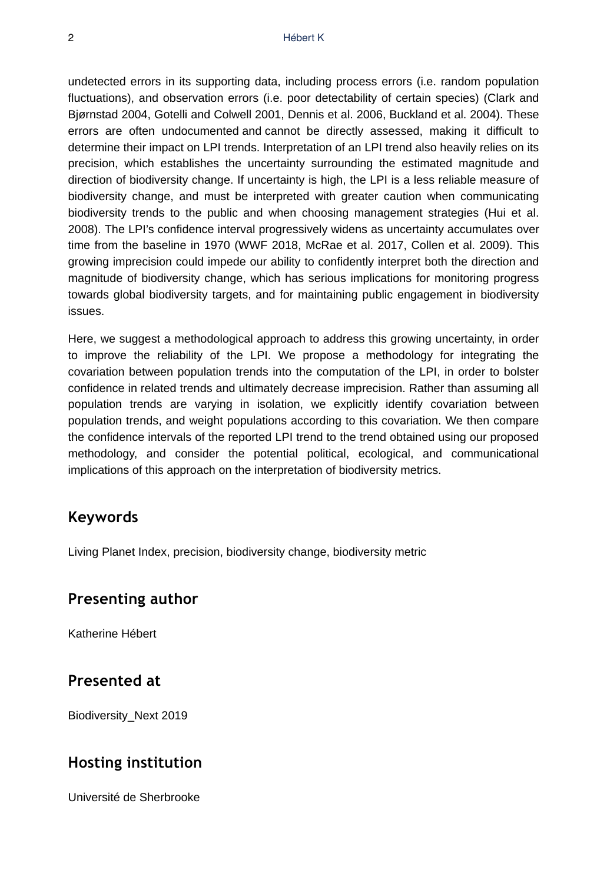undetected errors in its supporting data, including process errors (i.e. random population fluctuations), and observation errors (i.e. poor detectability of certain species) (Clark and Bjørnstad 2004, Gotelli and Colwell 2001, Dennis et al. 2006, Buckland et al. 2004). These errors are often undocumented and cannot be directly assessed, making it difficult to determine their impact on LPI trends. Interpretation of an LPI trend also heavily relies on its precision, which establishes the uncertainty surrounding the estimated magnitude and direction of biodiversity change. If uncertainty is high, the LPI is a less reliable measure of biodiversity change, and must be interpreted with greater caution when communicating biodiversity trends to the public and when choosing management strategies (Hui et al. 2008). The LPI's confidence interval progressively widens as uncertainty accumulates over time from the baseline in 1970 (WWF 2018, McRae et al. 2017, Collen et al. 2009). This growing imprecision could impede our ability to confidently interpret both the direction and magnitude of biodiversity change, which has serious implications for monitoring progress towards global biodiversity targets, and for maintaining public engagement in biodiversity issues.

Here, we suggest a methodological approach to address this growing uncertainty, in order to improve the reliability of the LPI. We propose a methodology for integrating the covariation between population trends into the computation of the LPI, in order to bolster confidence in related trends and ultimately decrease imprecision. Rather than assuming all population trends are varying in isolation, we explicitly identify covariation between population trends, and weight populations according to this covariation. We then compare the confidence intervals of the reported LPI trend to the trend obtained using our proposed methodology, and consider the potential political, ecological, and communicational implications of this approach on the interpretation of biodiversity metrics.

## Keywords

Living Planet Index, precision, biodiversity change, biodiversity metric

## Presenting author

Katherine Hébert

## Presented at

Biodiversity_Next 2019

## Hosting institution

Université de Sherbrooke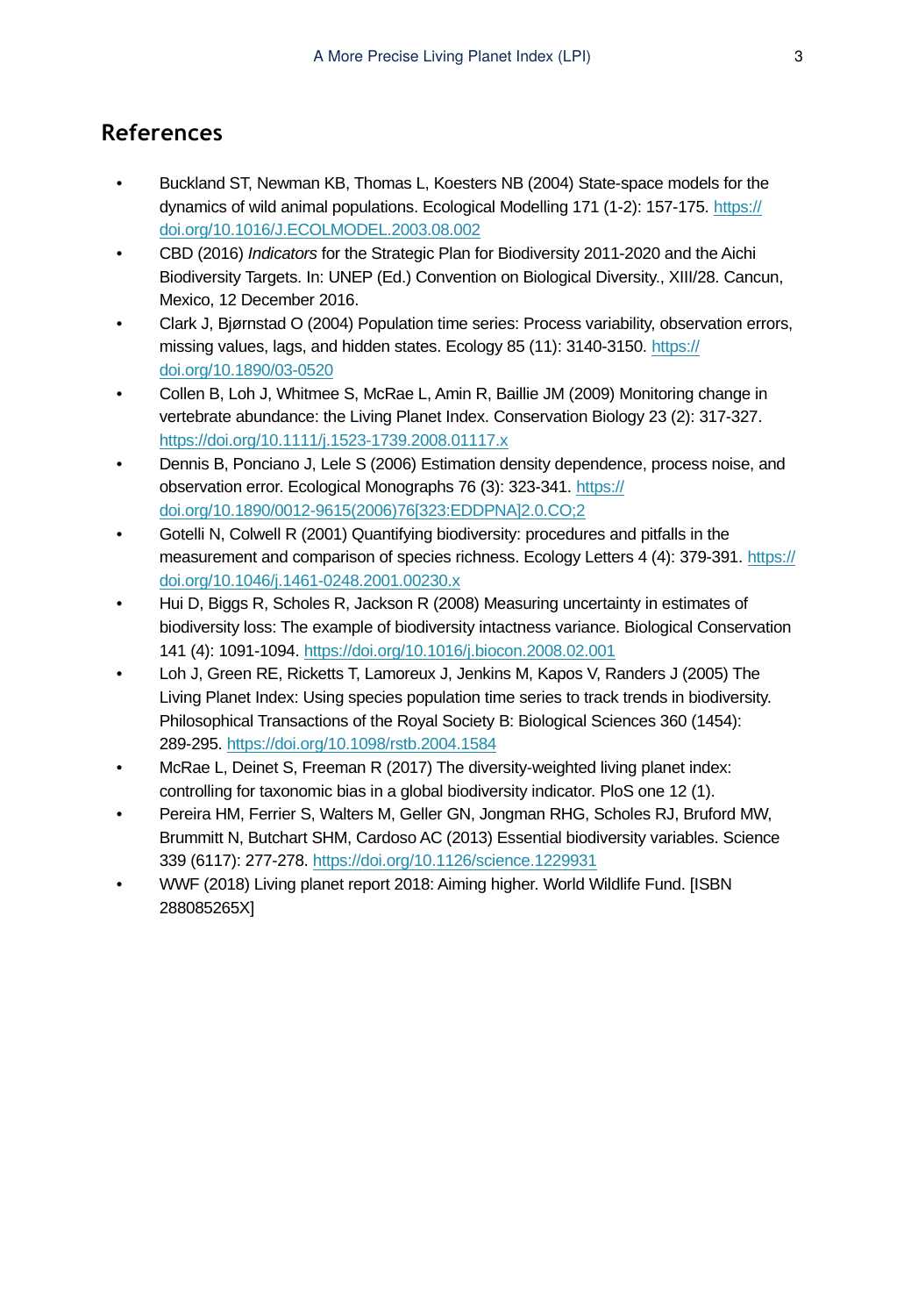## References

- Buckland ST, Newman KB, Thomas L, Koesters NB (2004) State-space models for the dynamics of wild animal populations. Ecological Modelling 171 (1-2): 157-175. https://doi.org/10.1016/J.ECOLMODEL.2003.08.002
- CBD (2016) *Indicators* for the Strategic Plan for Biodiversity 2011-2020 and the Aichi Biodiversity Targets. In: UNEP (Ed.) Convention on Biological Diversity., XIII/28. Cancun, Mexico, 12 December 2016.
- Clark J, Bjørnstad O (2004) Population time series: Process variability, observation errors, missing values, lags, and hidden states. Ecology 85 (11): 3140-3150. https://doi.org/10.1890/03-0520
- Collen B, Loh J, Whitmee S, McRae L, Amin R, Baillie JM (2009) Monitoring change in vertebrate abundance: the Living Planet Index. Conservation Biology 23 (2): 317-327. https://doi.org/10.1111/j.1523-1739.2008.01117.x
- Dennis B, Ponciano J, Lele S (2006) Estimation density dependence, process noise, and observation error. Ecological Monographs 76 (3): 323-341. https://doi.org/10.1890/0012-9615(2006)76[323:EDDPNA]2.0.CO;2
- Gotelli N, Colwell R (2001) Quantifying biodiversity: procedures and pitfalls in the measurement and comparison of species richness. Ecology Letters 4 (4): 379-391. https://doi.org/10.1046/j.1461-0248.2001.00230.x
- Hui D, Biggs R, Scholes R, Jackson R (2008) Measuring uncertainty in estimates of biodiversity loss: The example of biodiversity intactness variance. Biological Conservation 141 (4): 1091-1094. https://doi.org/10.1016/j.biocon.2008.02.001
- Loh J, Green RE, Ricketts T, Lamoreux J, Jenkins M, Kapos V, Randers J (2005) The Living Planet Index: Using species population time series to track trends in biodiversity. Philosophical Transactions of the Royal Society B: Biological Sciences 360 (1454): 289-295. https://doi.org/10.1098/rstb.2004.1584
- McRae L, Deinet S, Freeman R (2017) The diversity-weighted living planet index: controlling for taxonomic bias in a global biodiversity indicator. PloS one 12 (1).
- Pereira HM, Ferrier S, Walters M, Geller GN, Jongman RHG, Scholes RJ, Bruford MW, Brummitt N, Butchart SHM, Cardoso AC (2013) Essential biodiversity variables. Science 339 (6117): 277-278. https://doi.org/10.1126/science.1229931
- WWF (2018) Living planet report 2018: Aiming higher. World Wildlife Fund. [ISBN 288085265X]